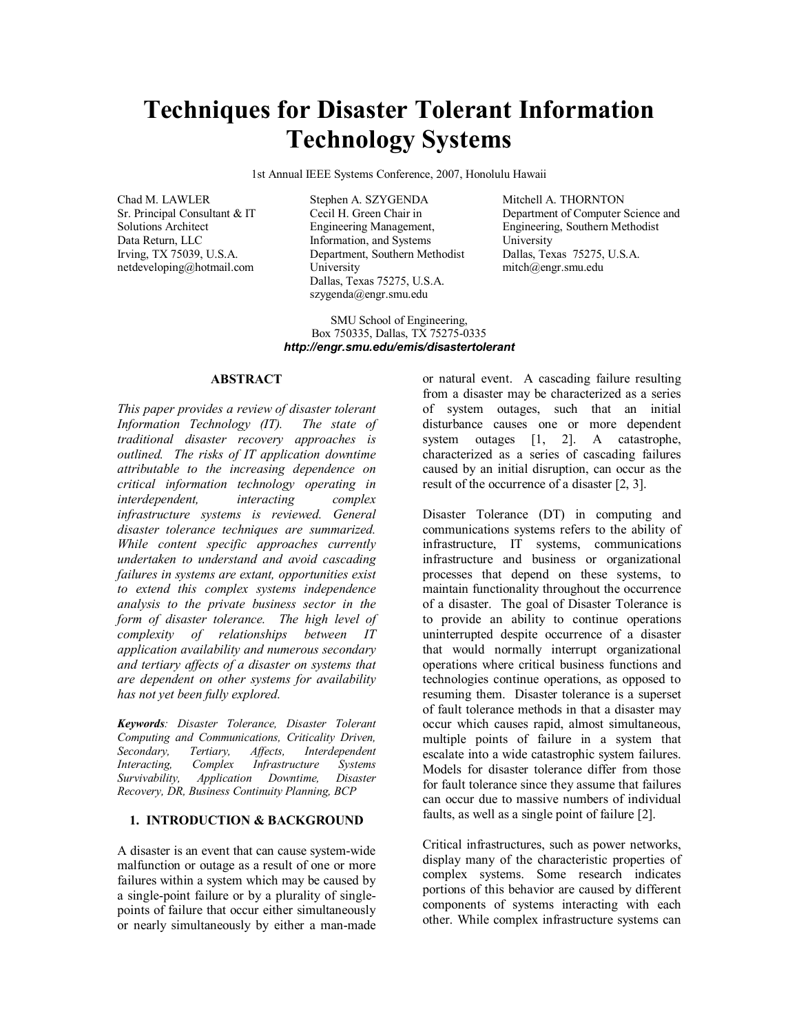# Techniques for Disaster Tolerant Information Technology Systems

1st Annual IEEE Systems Conference, 2007, Honolulu Hawaii

Chad M. LAWLER
Sr. Principal Consultant & IT Solutions Architect
Data Return, LLC
Irving, TX 75039, U.S.A.
netdeveloping@hotmail.com

Stephen A. SZYGENDA
Cecil H. Green Chair in Engineering Management, Information, and Systems Department, Southern Methodist University
Dallas, Texas 75275, U.S.A.
szygenda@engr.smu.edu

Mitchell A. THORNTON
Department of Computer Science and Engineering, Southern Methodist University
Dallas, Texas 75275, U.S.A.
mitch@engr.smu.edu

SMU School of Engineering,
Box 750335, Dallas, TX 75275-0335
***http://engr.smu.edu/emis/disastertolerant***

## ABSTRACT

*This paper provides a review of disaster tolerant Information Technology (IT). The state of traditional disaster recovery approaches is outlined. The risks of IT application downtime attributable to the increasing dependence on critical information technology operating in interdependent, interacting complex infrastructure systems is reviewed. General disaster tolerance techniques are summarized. While content specific approaches currently undertaken to understand and avoid cascading failures in systems are extant, opportunities exist to extend this complex systems independence analysis to the private business sector in the form of disaster tolerance. The high level of complexity of relationships between IT application availability and numerous secondary and tertiary affects of a disaster on systems that are dependent on other systems for availability has not yet been fully explored.*

***Keywords****: Disaster Tolerance, Disaster Tolerant Computing and Communications, Criticality Driven, Secondary, Tertiary, Affects, Interdependent Interacting, Complex Infrastructure Systems Survivability, Application Downtime, Disaster Recovery, DR, Business Continuity Planning, BCP*

## 1. INTRODUCTION & BACKGROUND

A disaster is an event that can cause system-wide malfunction or outage as a result of one or more failures within a system which may be caused by a single-point failure or by a plurality of single-points of failure that occur either simultaneously or nearly simultaneously by either a man-made or natural event. A cascading failure resulting from a disaster may be characterized as a series of system outages, such that an initial disturbance causes one or more dependent system outages [1, 2]. A catastrophe, characterized as a series of cascading failures caused by an initial disruption, can occur as the result of the occurrence of a disaster [2, 3].

Disaster Tolerance (DT) in computing and communications systems refers to the ability of infrastructure, IT systems, communications infrastructure and business or organizational processes that depend on these systems, to maintain functionality throughout the occurrence of a disaster. The goal of Disaster Tolerance is to provide an ability to continue operations uninterrupted despite occurrence of a disaster that would normally interrupt organizational operations where critical business functions and technologies continue operations, as opposed to resuming them. Disaster tolerance is a superset of fault tolerance methods in that a disaster may occur which causes rapid, almost simultaneous, multiple points of failure in a system that escalate into a wide catastrophic system failures. Models for disaster tolerance differ from those for fault tolerance since they assume that failures can occur due to massive numbers of individual faults, as well as a single point of failure [2].

Critical infrastructures, such as power networks, display many of the characteristic properties of complex systems. Some research indicates portions of this behavior are caused by different components of systems interacting with each other. While complex infrastructure systems can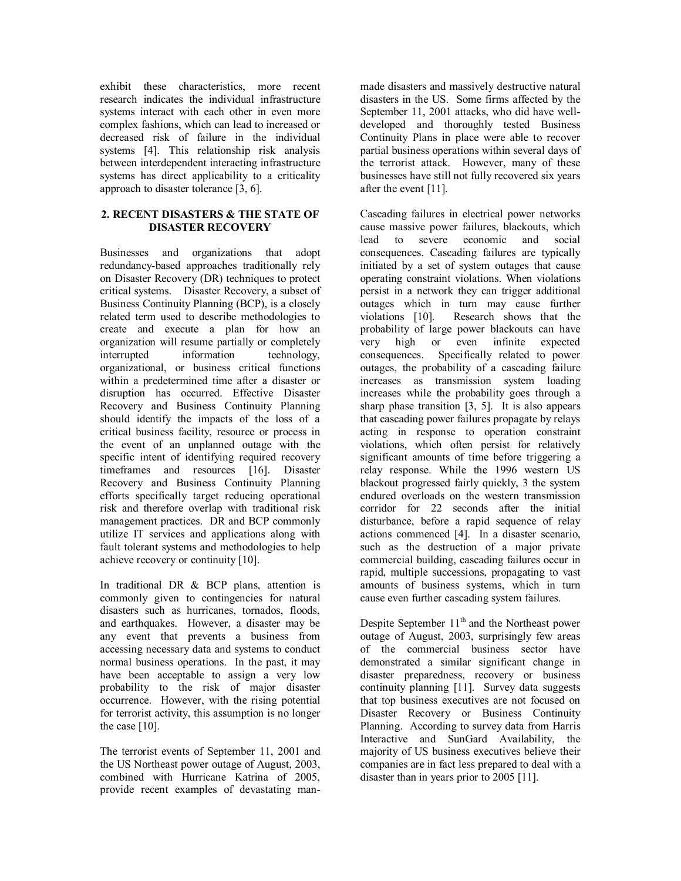exhibit these characteristics, more recent research indicates the individual infrastructure systems interact with each other in even more complex fashions, which can lead to increased or decreased risk of failure in the individual systems [4]. This relationship risk analysis between interdependent interacting infrastructure systems has direct applicability to a criticality approach to disaster tolerance [3, 6].

## 2. RECENT DISASTERS & THE STATE OF DISASTER RECOVERY

Businesses and organizations that adopt redundancy-based approaches traditionally rely on Disaster Recovery (DR) techniques to protect critical systems. Disaster Recovery, a subset of Business Continuity Planning (BCP), is a closely related term used to describe methodologies to create and execute a plan for how an organization will resume partially or completely interrupted information technology, organizational, or business critical functions within a predetermined time after a disaster or disruption has occurred. Effective Disaster Recovery and Business Continuity Planning should identify the impacts of the loss of a critical business facility, resource or process in the event of an unplanned outage with the specific intent of identifying required recovery timeframes and resources [16]. Disaster Recovery and Business Continuity Planning efforts specifically target reducing operational risk and therefore overlap with traditional risk management practices. DR and BCP commonly utilize IT services and applications along with fault tolerant systems and methodologies to help achieve recovery or continuity [10].

In traditional DR & BCP plans, attention is commonly given to contingencies for natural disasters such as hurricanes, tornados, floods, and earthquakes. However, a disaster may be any event that prevents a business from accessing necessary data and systems to conduct normal business operations. In the past, it may have been acceptable to assign a very low probability to the risk of major disaster occurrence. However, with the rising potential for terrorist activity, this assumption is no longer the case [10].

The terrorist events of September 11, 2001 and the US Northeast power outage of August, 2003, combined with Hurricane Katrina of 2005, provide recent examples of devastating man-made disasters and massively destructive natural disasters in the US. Some firms affected by the September 11, 2001 attacks, who did have well-developed and thoroughly tested Business Continuity Plans in place were able to recover partial business operations within several days of the terrorist attack. However, many of these businesses have still not fully recovered six years after the event [11].

Cascading failures in electrical power networks cause massive power failures, blackouts, which lead to severe economic and social consequences. Cascading failures are typically initiated by a set of system outages that cause operating constraint violations. When violations persist in a network they can trigger additional outages which in turn may cause further violations [10]. Research shows that the probability of large power blackouts can have very high or even infinite expected consequences. Specifically related to power outages, the probability of a cascading failure increases as transmission system loading increases while the probability goes through a sharp phase transition [3, 5]. It is also appears that cascading power failures propagate by relays acting in response to operation constraint violations, which often persist for relatively significant amounts of time before triggering a relay response. While the 1996 western US blackout progressed fairly quickly, 3 the system endured overloads on the western transmission corridor for 22 seconds after the initial disturbance, before a rapid sequence of relay actions commenced [4]. In a disaster scenario, such as the destruction of a major private commercial building, cascading failures occur in rapid, multiple successions, propagating to vast amounts of business systems, which in turn cause even further cascading system failures.

Despite September 11th and the Northeast power outage of August, 2003, surprisingly few areas of the commercial business sector have demonstrated a similar significant change in disaster preparedness, recovery or business continuity planning [11]. Survey data suggests that top business executives are not focused on Disaster Recovery or Business Continuity Planning. According to survey data from Harris Interactive and SunGard Availability, the majority of US business executives believe their companies are in fact less prepared to deal with a disaster than in years prior to 2005 [11].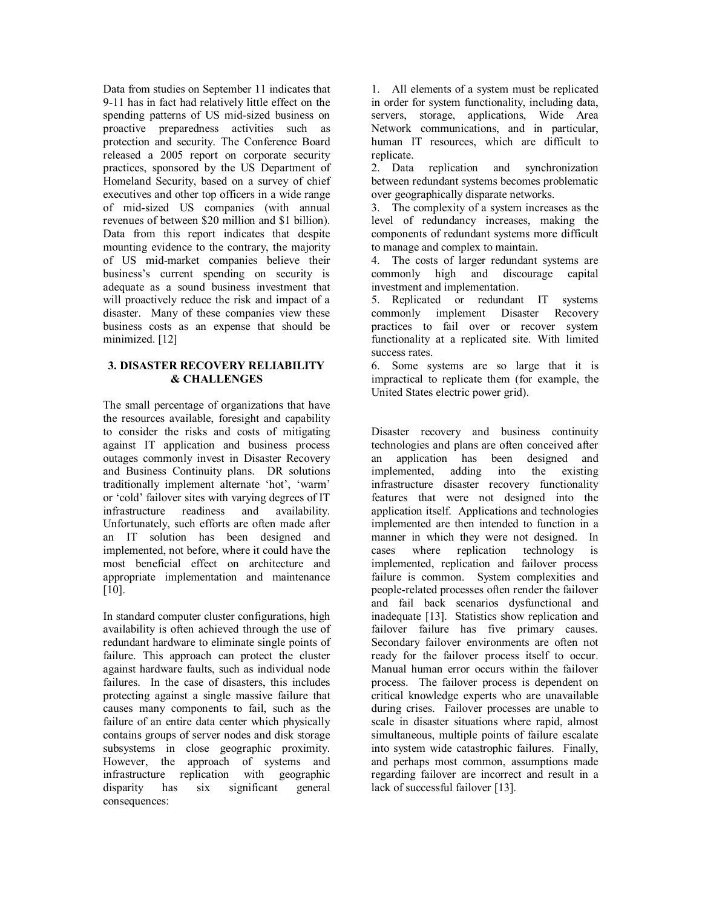Data from studies on September 11 indicates that 9-11 has in fact had relatively little effect on the spending patterns of US mid-sized business on proactive preparedness activities such as protection and security. The Conference Board released a 2005 report on corporate security practices, sponsored by the US Department of Homeland Security, based on a survey of chief executives and other top officers in a wide range of mid-sized US companies (with annual revenues of between $20 million and $1 billion). Data from this report indicates that despite mounting evidence to the contrary, the majority of US mid-market companies believe their business's current spending on security is adequate as a sound business investment that will proactively reduce the risk and impact of a disaster. Many of these companies view these business costs as an expense that should be minimized. [12]

## 3. DISASTER RECOVERY RELIABILITY & CHALLENGES

The small percentage of organizations that have the resources available, foresight and capability to consider the risks and costs of mitigating against IT application and business process outages commonly invest in Disaster Recovery and Business Continuity plans. DR solutions traditionally implement alternate 'hot', 'warm' or 'cold' failover sites with varying degrees of IT infrastructure readiness and availability. Unfortunately, such efforts are often made after an IT solution has been designed and implemented, not before, where it could have the most beneficial effect on architecture and appropriate implementation and maintenance [10].

In standard computer cluster configurations, high availability is often achieved through the use of redundant hardware to eliminate single points of failure. This approach can protect the cluster against hardware faults, such as individual node failures. In the case of disasters, this includes protecting against a single massive failure that causes many components to fail, such as the failure of an entire data center which physically contains groups of server nodes and disk storage subsystems in close geographic proximity. However, the approach of systems and infrastructure replication with geographic disparity has six significant general consequences:

1. All elements of a system must be replicated in order for system functionality, including data, servers, storage, applications, Wide Area Network communications, and in particular, human IT resources, which are difficult to replicate.
2. Data replication and synchronization between redundant systems becomes problematic over geographically disparate networks.
3. The complexity of a system increases as the level of redundancy increases, making the components of redundant systems more difficult to manage and complex to maintain.
4. The costs of larger redundant systems are commonly high and discourage capital investment and implementation.
5. Replicated or redundant IT systems commonly implement Disaster Recovery practices to fail over or recover system functionality at a replicated site. With limited success rates.
6. Some systems are so large that it is impractical to replicate them (for example, the United States electric power grid).

Disaster recovery and business continuity technologies and plans are often conceived after an application has been designed and implemented, adding into the existing infrastructure disaster recovery functionality features that were not designed into the application itself. Applications and technologies implemented are then intended to function in a manner in which they were not designed. In cases where replication technology is implemented, replication and failover process failure is common. System complexities and people-related processes often render the failover and fail back scenarios dysfunctional and inadequate [13]. Statistics show replication and failover failure has five primary causes. Secondary failover environments are often not ready for the failover process itself to occur. Manual human error occurs within the failover process. The failover process is dependent on critical knowledge experts who are unavailable during crises. Failover processes are unable to scale in disaster situations where rapid, almost simultaneous, multiple points of failure escalate into system wide catastrophic failures. Finally, and perhaps most common, assumptions made regarding failover are incorrect and result in a lack of successful failover [13].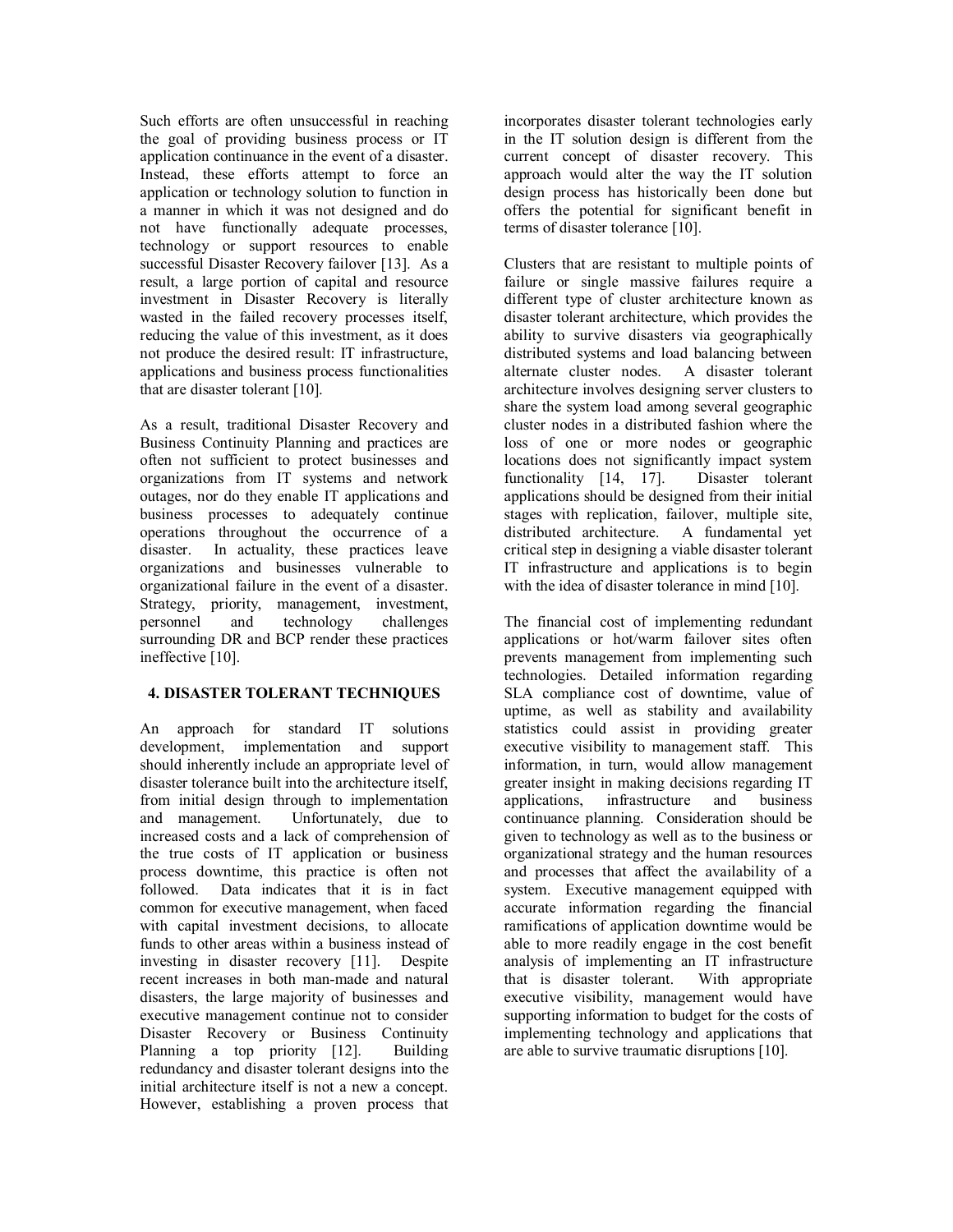Such efforts are often unsuccessful in reaching the goal of providing business process or IT application continuance in the event of a disaster. Instead, these efforts attempt to force an application or technology solution to function in a manner in which it was not designed and do not have functionally adequate processes, technology or support resources to enable successful Disaster Recovery failover [13]. As a result, a large portion of capital and resource investment in Disaster Recovery is literally wasted in the failed recovery processes itself, reducing the value of this investment, as it does not produce the desired result: IT infrastructure, applications and business process functionalities that are disaster tolerant [10].

As a result, traditional Disaster Recovery and Business Continuity Planning and practices are often not sufficient to protect businesses and organizations from IT systems and network outages, nor do they enable IT applications and business processes to adequately continue operations throughout the occurrence of a disaster. In actuality, these practices leave organizations and businesses vulnerable to organizational failure in the event of a disaster. Strategy, priority, management, investment, personnel and technology challenges surrounding DR and BCP render these practices ineffective [10].

## 4. DISASTER TOLERANT TECHNIQUES

An approach for standard IT solutions development, implementation and support should inherently include an appropriate level of disaster tolerance built into the architecture itself, from initial design through to implementation and management. Unfortunately, due to increased costs and a lack of comprehension of the true costs of IT application or business process downtime, this practice is often not followed. Data indicates that it is in fact common for executive management, when faced with capital investment decisions, to allocate funds to other areas within a business instead of investing in disaster recovery [11]. Despite recent increases in both man-made and natural disasters, the large majority of businesses and executive management continue not to consider Disaster Recovery or Business Continuity Planning a top priority [12]. Building redundancy and disaster tolerant designs into the initial architecture itself is not a new a concept. However, establishing a proven process that incorporates disaster tolerant technologies early in the IT solution design is different from the current concept of disaster recovery. This approach would alter the way the IT solution design process has historically been done but offers the potential for significant benefit in terms of disaster tolerance [10].

Clusters that are resistant to multiple points of failure or single massive failures require a different type of cluster architecture known as disaster tolerant architecture, which provides the ability to survive disasters via geographically distributed systems and load balancing between alternate cluster nodes. A disaster tolerant architecture involves designing server clusters to share the system load among several geographic cluster nodes in a distributed fashion where the loss of one or more nodes or geographic locations does not significantly impact system functionality [14, 17]. Disaster tolerant applications should be designed from their initial stages with replication, failover, multiple site, distributed architecture. A fundamental yet critical step in designing a viable disaster tolerant IT infrastructure and applications is to begin with the idea of disaster tolerance in mind [10].

The financial cost of implementing redundant applications or hot/warm failover sites often prevents management from implementing such technologies. Detailed information regarding SLA compliance cost of downtime, value of uptime, as well as stability and availability statistics could assist in providing greater executive visibility to management staff. This information, in turn, would allow management greater insight in making decisions regarding IT applications, infrastructure and business continuance planning. Consideration should be given to technology as well as to the business or organizational strategy and the human resources and processes that affect the availability of a system. Executive management equipped with accurate information regarding the financial ramifications of application downtime would be able to more readily engage in the cost benefit analysis of implementing an IT infrastructure that is disaster tolerant. With appropriate executive visibility, management would have supporting information to budget for the costs of implementing technology and applications that are able to survive traumatic disruptions [10].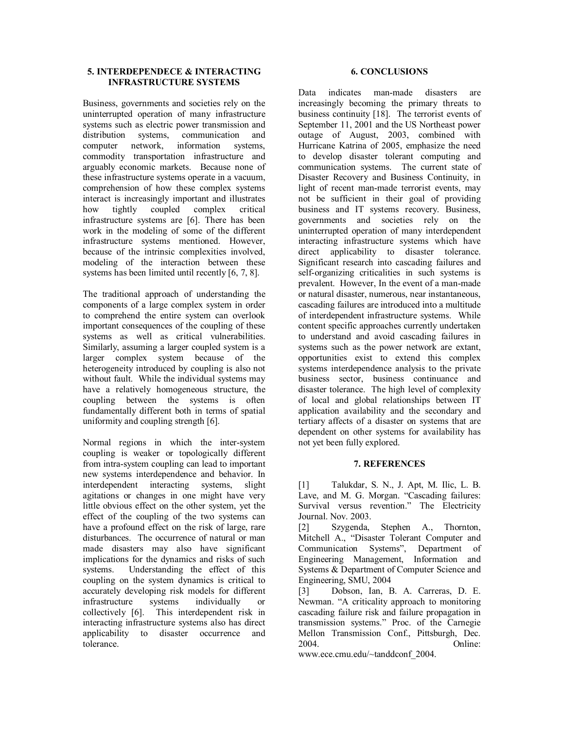## 5. INTERDEPENDECE & INTERACTING INFRASTRUCTURE SYSTEMS

Business, governments and societies rely on the uninterrupted operation of many infrastructure systems such as electric power transmission and distribution systems, communication and computer network, information systems, commodity transportation infrastructure and arguably economic markets. Because none of these infrastructure systems operate in a vacuum, comprehension of how these complex systems interact is increasingly important and illustrates how tightly coupled complex critical infrastructure systems are [6]. There has been work in the modeling of some of the different infrastructure systems mentioned. However, because of the intrinsic complexities involved, modeling of the interaction between these systems has been limited until recently [6, 7, 8].

The traditional approach of understanding the components of a large complex system in order to comprehend the entire system can overlook important consequences of the coupling of these systems as well as critical vulnerabilities. Similarly, assuming a larger coupled system is a larger complex system because of the heterogeneity introduced by coupling is also not without fault. While the individual systems may have a relatively homogeneous structure, the coupling between the systems is often fundamentally different both in terms of spatial uniformity and coupling strength [6].

Normal regions in which the inter-system coupling is weaker or topologically different from intra-system coupling can lead to important new systems interdependence and behavior. In interdependent interacting systems, slight agitations or changes in one might have very little obvious effect on the other system, yet the effect of the coupling of the two systems can have a profound effect on the risk of large, rare disturbances. The occurrence of natural or man made disasters may also have significant implications for the dynamics and risks of such systems. Understanding the effect of this coupling on the system dynamics is critical to accurately developing risk models for different infrastructure systems individually or collectively [6]. This interdependent risk in interacting infrastructure systems also has direct applicability to disaster occurrence and tolerance.

## 6. CONCLUSIONS

Data indicates man-made disasters are increasingly becoming the primary threats to business continuity [18]. The terrorist events of September 11, 2001 and the US Northeast power outage of August, 2003, combined with Hurricane Katrina of 2005, emphasize the need to develop disaster tolerant computing and communication systems. The current state of Disaster Recovery and Business Continuity, in light of recent man-made terrorist events, may not be sufficient in their goal of providing business and IT systems recovery. Business, governments and societies rely on the uninterrupted operation of many interdependent interacting infrastructure systems which have direct applicability to disaster tolerance. Significant research into cascading failures and self-organizing criticalities in such systems is prevalent. However, In the event of a man-made or natural disaster, numerous, near instantaneous, cascading failures are introduced into a multitude of interdependent infrastructure systems. While content specific approaches currently undertaken to understand and avoid cascading failures in systems such as the power network are extant, opportunities exist to extend this complex systems interdependence analysis to the private business sector, business continuance and disaster tolerance. The high level of complexity of local and global relationships between IT application availability and the secondary and tertiary affects of a disaster on systems that are dependent on other systems for availability has not yet been fully explored.

## 7. REFERENCES

[1] Talukdar, S. N., J. Apt, M. Ilic, L. B. Lave, and M. G. Morgan. "Cascading failures: Survival versus revention." The Electricity Journal. Nov. 2003.

[2] Szygenda, Stephen A., Thornton, Mitchell A., "Disaster Tolerant Computer and Communication Systems", Department of Engineering Management, Information and Systems & Department of Computer Science and Engineering, SMU, 2004

[3] Dobson, Ian, B. A. Carreras, D. E. Newman. "A criticality approach to monitoring cascading failure risk and failure propagation in transmission systems." Proc. of the Carnegie Mellon Transmission Conf., Pittsburgh, Dec. 2004. Online: www.ece.cmu.edu/~tanddconf_2004.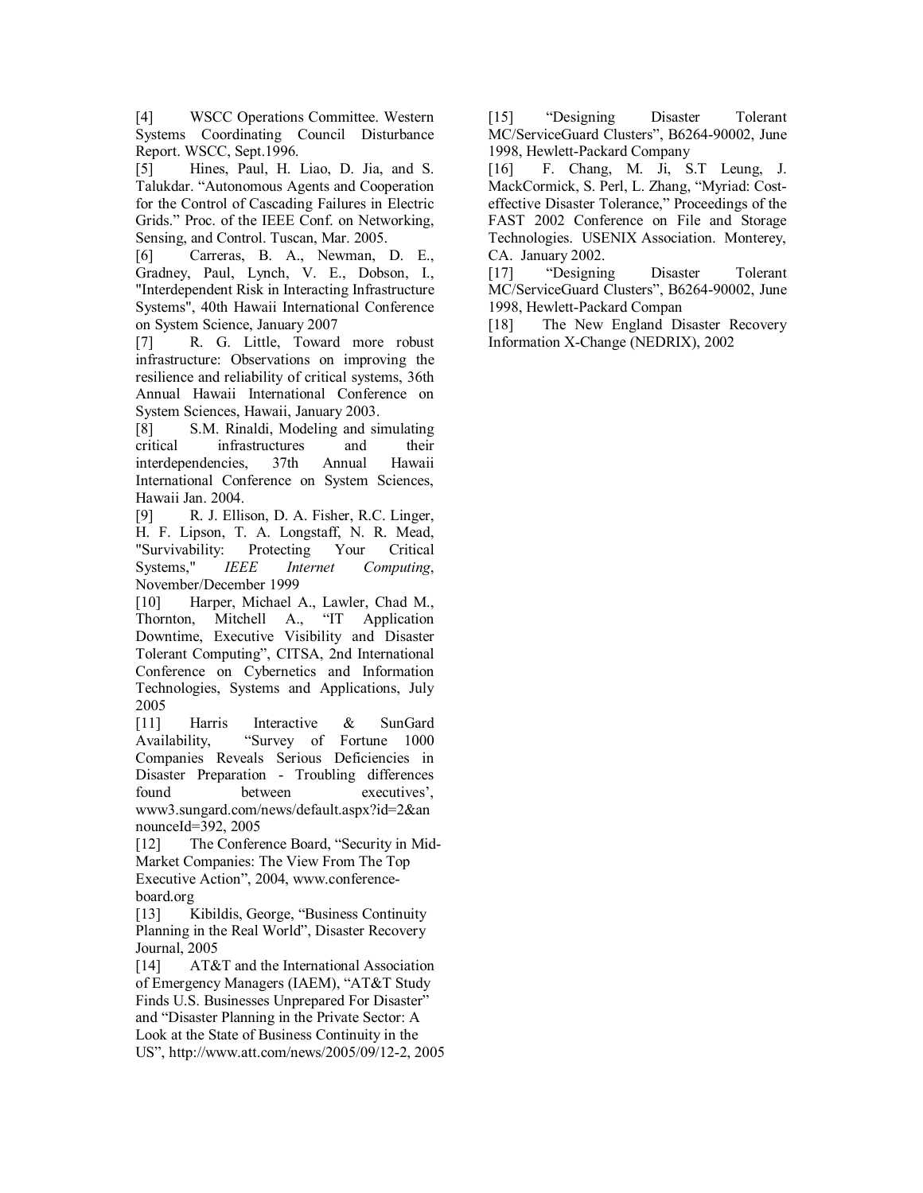[4] WSCC Operations Committee. Western Systems Coordinating Council Disturbance Report. WSCC, Sept.1996.

[5] Hines, Paul, H. Liao, D. Jia, and S. Talukdar. "Autonomous Agents and Cooperation for the Control of Cascading Failures in Electric Grids." Proc. of the IEEE Conf. on Networking, Sensing, and Control. Tuscan, Mar. 2005.

[6] Carreras, B. A., Newman, D. E., Gradney, Paul, Lynch, V. E., Dobson, I., "Interdependent Risk in Interacting Infrastructure Systems", 40th Hawaii International Conference on System Science, January 2007

[7] R. G. Little, Toward more robust infrastructure: Observations on improving the resilience and reliability of critical systems, 36th Annual Hawaii International Conference on System Sciences, Hawaii, January 2003.

[8] S.M. Rinaldi, Modeling and simulating critical infrastructures and their interdependencies, 37th Annual Hawaii International Conference on System Sciences, Hawaii Jan. 2004.

[9] R. J. Ellison, D. A. Fisher, R.C. Linger, H. F. Lipson, T. A. Longstaff, N. R. Mead, "Survivability: Protecting Your Critical Systems," *IEEE Internet Computing*, November/December 1999

[10] Harper, Michael A., Lawler, Chad M., Thornton, Mitchell A., "IT Application Downtime, Executive Visibility and Disaster Tolerant Computing", CITSA, 2nd International Conference on Cybernetics and Information Technologies, Systems and Applications, July 2005

[11] Harris Interactive & SunGard Availability, "Survey of Fortune 1000 Companies Reveals Serious Deficiencies in Disaster Preparation - Troubling differences found between executives', www3.sungard.com/news/default.aspx?id=2&announceId=392, 2005

[12] The Conference Board, "Security in Mid-Market Companies: The View From The Top Executive Action", 2004, www.conference-board.org

[13] Kibildis, George, "Business Continuity Planning in the Real World", Disaster Recovery Journal, 2005

[14] AT&T and the International Association of Emergency Managers (IAEM), "AT&T Study Finds U.S. Businesses Unprepared For Disaster" and "Disaster Planning in the Private Sector: A Look at the State of Business Continuity in the US", http://www.att.com/news/2005/09/12-2, 2005

[15] "Designing Disaster Tolerant MC/ServiceGuard Clusters", B6264-90002, June 1998, Hewlett-Packard Company

[16] F. Chang, M. Ji, S.T Leung, J. MackCormick, S. Perl, L. Zhang, "Myriad: Cost-effective Disaster Tolerance," Proceedings of the FAST 2002 Conference on File and Storage Technologies. USENIX Association. Monterey, CA. January 2002.

[17] "Designing Disaster Tolerant MC/ServiceGuard Clusters", B6264-90002, June 1998, Hewlett-Packard Compan

[18] The New England Disaster Recovery Information X-Change (NEDRIX), 2002